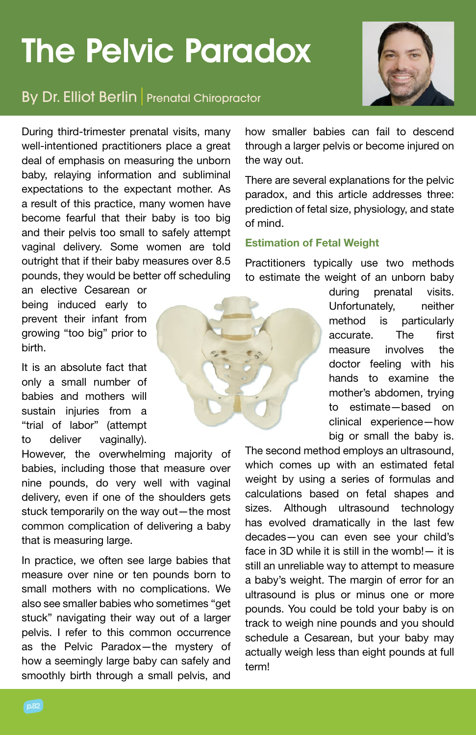# The Pelvic Paradox

By Dr. Elliot Berlin | Prenatal Chiropractor

During third-trimester prenatal visits, many well-intentioned practitioners place a great deal of emphasis on measuring the unborn baby, relaying information and subliminal expectations to the expectant mother. As a result of this practice, many women have become fearful that their baby is too big and their pelvis too small to safely attempt vaginal delivery. Some women are told outright that if their baby measures over 8.5 pounds, they would be better off scheduling an elective Cesarean or being induced early to prevent their infant from growing "too big" prior to birth.

It is an absolute fact that only a small number of babies and mothers will sustain injuries from a "trial of labor" (attempt to deliver vaginally). However, the overwhelming majority of babies, including those that measure over nine pounds, do very well with vaginal delivery, even if one of the shoulders gets stuck temporarily on the way out—the most common complication of delivering a baby that is measuring large.

In practice, we often see large babies that measure over nine or ten pounds born to small mothers with no complications. We also see smaller babies who sometimes "get stuck" navigating their way out of a larger pelvis. I refer to this common occurrence as the Pelvic Paradox—the mystery of how a seemingly large baby can safely and smoothly birth through a small pelvis, and how smaller babies can fail to descend through a larger pelvis or become injured on the way out.

There are several explanations for the pelvic paradox, and this article addresses three: prediction of fetal size, physiology, and state of mind.

### Estimation of Fetal Weight

Practitioners typically use two methods to estimate the weight of an unborn baby during prenatal visits. Unfortunately, neither method is particularly accurate. The first measure involves the doctor feeling with his hands to examine the mother's abdomen, trying to estimate—based on clinical experience—how big or small the baby is. The second method employs an ultrasound, which comes up with an estimated fetal weight by using a series of formulas and calculations based on fetal shapes and sizes. Although ultrasound technology has evolved dramatically in the last few decades—you can even see your child's face in 3D while it is still in the womb!— it is still an unreliable way to attempt to measure a baby's weight. The margin of error for an ultrasound is plus or minus one or more pounds. You could be told your baby is on track to weigh nine pounds and you should schedule a Cesarean, but your baby may actually weigh less than eight pounds at full term!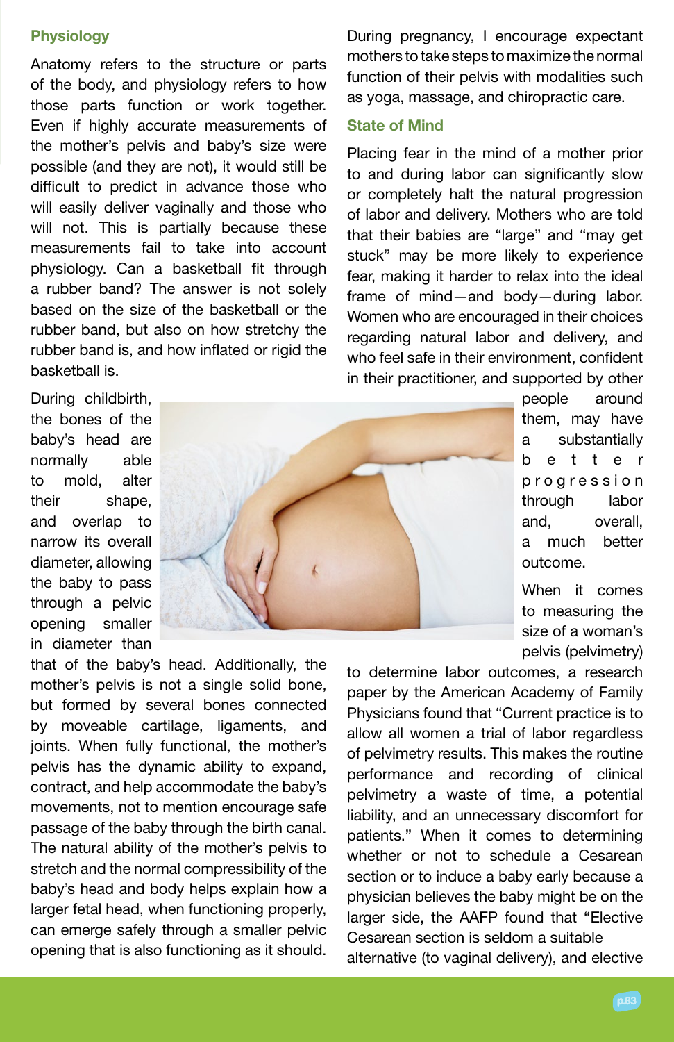## Physiology

Anatomy refers to the structure or parts of the body, and physiology refers to how those parts function or work together. Even if highly accurate measurements of the mother's pelvis and baby's size were possible (and they are not), it would still be difficult to predict in advance those who will easily deliver vaginally and those who will not. This is partially because these measurements fail to take into account physiology. Can a basketball fit through a rubber band? The answer is not solely based on the size of the basketball or the rubber band, but also on how stretchy the rubber band is, and how inflated or rigid the basketball is.

During childbirth, the bones of the baby's head are normally able to mold, alter their shape, and overlap to narrow its overall diameter, allowing the baby to pass through a pelvic opening smaller in diameter than that of the baby's head. Additionally, the mother's pelvis is not a single solid bone, but formed by several bones connected by moveable cartilage, ligaments, and joints. When fully functional, the mother's pelvis has the dynamic ability to expand, contract, and help accommodate the baby's movements, not to mention encourage safe passage of the baby through the birth canal. The natural ability of the mother's pelvis to stretch and the normal compressibility of the baby's head and body helps explain how a larger fetal head, when functioning properly, can emerge safely through a smaller pelvic opening that is also functioning as it should.

During pregnancy, I encourage expectant mothers to take steps to maximize the normal function of their pelvis with modalities such as yoga, massage, and chiropractic care.

## State of Mind

Placing fear in the mind of a mother prior to and during labor can significantly slow or completely halt the natural progression of labor and delivery. Mothers who are told that their babies are "large" and "may get stuck" may be more likely to experience fear, making it harder to relax into the ideal frame of mind—and body—during labor. Women who are encouraged in their choices regarding natural labor and delivery, and who feel safe in their environment, confident in their practitioner, and supported by other people around them, may have a substantially better progression through labor and, overall, a much better outcome.

When it comes to measuring the size of a woman's pelvis (pelvimetry) to determine labor outcomes, a research paper by the American Academy of Family Physicians found that "Current practice is to allow all women a trial of labor regardless of pelvimetry results. This makes the routine performance and recording of clinical pelvimetry a waste of time, a potential liability, and an unnecessary discomfort for patients." When it comes to determining whether or not to schedule a Cesarean section or to induce a baby early because a physician believes the baby might be on the larger side, the AAFP found that "Elective Cesarean section is seldom a suitable alternative (to vaginal delivery), and elective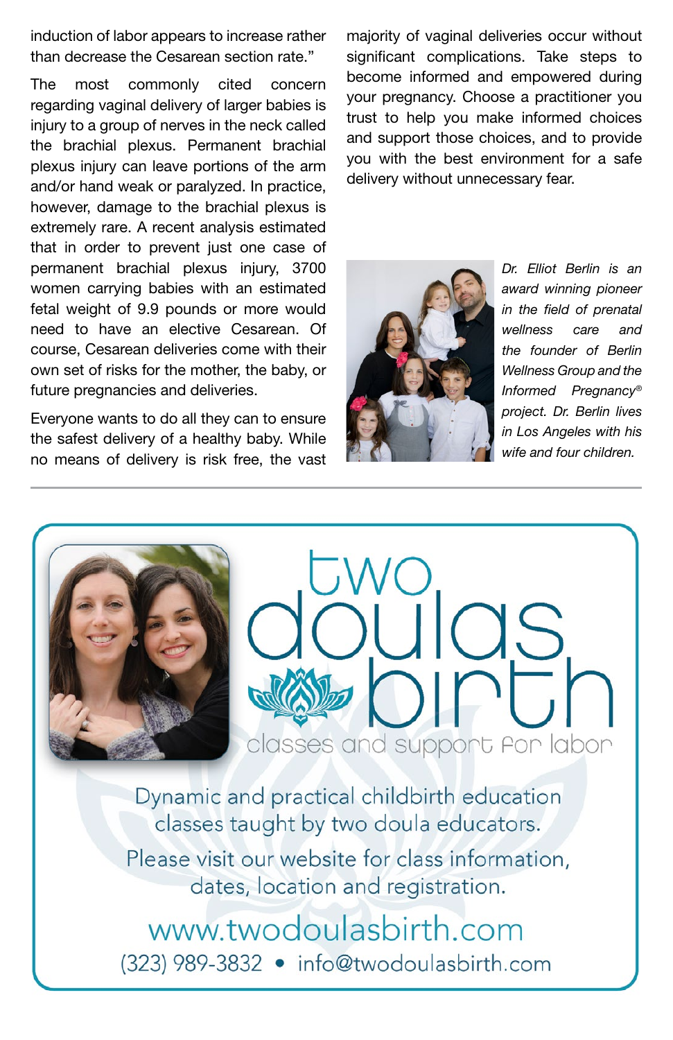induction of labor appears to increase rather than decrease the Cesarean section rate."

The most commonly cited concern regarding vaginal delivery of larger babies is injury to a group of nerves in the neck called the brachial plexus. Permanent brachial plexus injury can leave portions of the arm and/or hand weak or paralyzed. In practice, however, damage to the brachial plexus is extremely rare. A recent analysis estimated that in order to prevent just one case of permanent brachial plexus injury, 3700 women carrying babies with an estimated fetal weight of 9.9 pounds or more would need to have an elective Cesarean. Of course, Cesarean deliveries come with their own set of risks for the mother, the baby, or future pregnancies and deliveries.

Everyone wants to do all they can to ensure the safest delivery of a healthy baby. While no means of delivery is risk free, the vast majority of vaginal deliveries occur without significant complications. Take steps to become informed and empowered during your pregnancy. Choose a practitioner you trust to help you make informed choices and support those choices, and to provide you with the best environment for a safe delivery without unnecessary fear.

*Dr. Elliot Berlin is an award winning pioneer in the field of prenatal wellness care and the founder of Berlin Wellness Group and the Informed Pregnancy® project. Dr. Berlin lives in Los Angeles with his wife and four children.*

---

two doulas birth

classes and support for labor

Dynamic and practical childbirth education classes taught by two doula educators.

Please visit our website for class information, dates, location and registration.

www.twodoulasbirth.com

(323) 989-3832 • info@twodoulasbirth.com